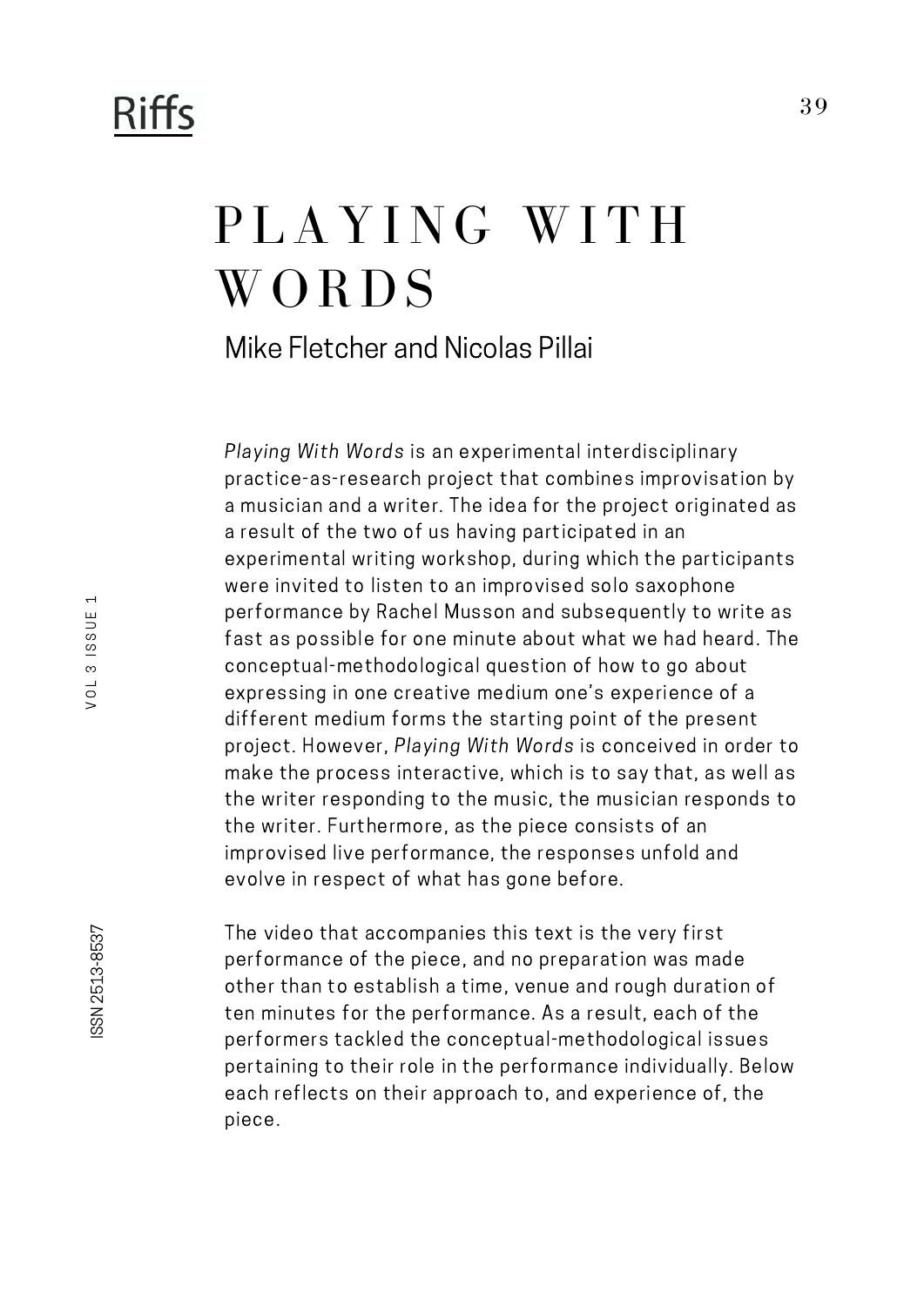# PLAYING WITH WORDS

Mike Fletcher and Nicolas Pillai

*Playing With Words* is an experimental interdisciplinary practice-as-research project that combines improvisation by a musician and a writer. The idea for the project originated as a result of the two of us having participated in an experimental writing workshop, during which the participants were invited to listen to an improvised solo saxophone performance by Rachel Musson and subsequently to write as fast as possible for one minute about what we had heard. The conceptual-methodological question of how to go about expressing in one creative medium one's experience of a different medium forms the starting point of the present project. However, *Playing With Words* is conceived in order to make the process interactive, which is to say that, as well as the writer responding to the music, the musician responds to the writer. Furthermore, as the piece consists of an improvised live performance, the responses unfold and evolve in respect of what has gone before.

The video that accompanies this text is the very first performance of the piece, and no preparation was made other than to establish a time, venue and rough duration of ten minutes for the performance. As a result, each of the performers tackled the conceptual-methodological issues pertaining to their role in the performance individually. Below each reflects on their approach to, and experience of, the piece.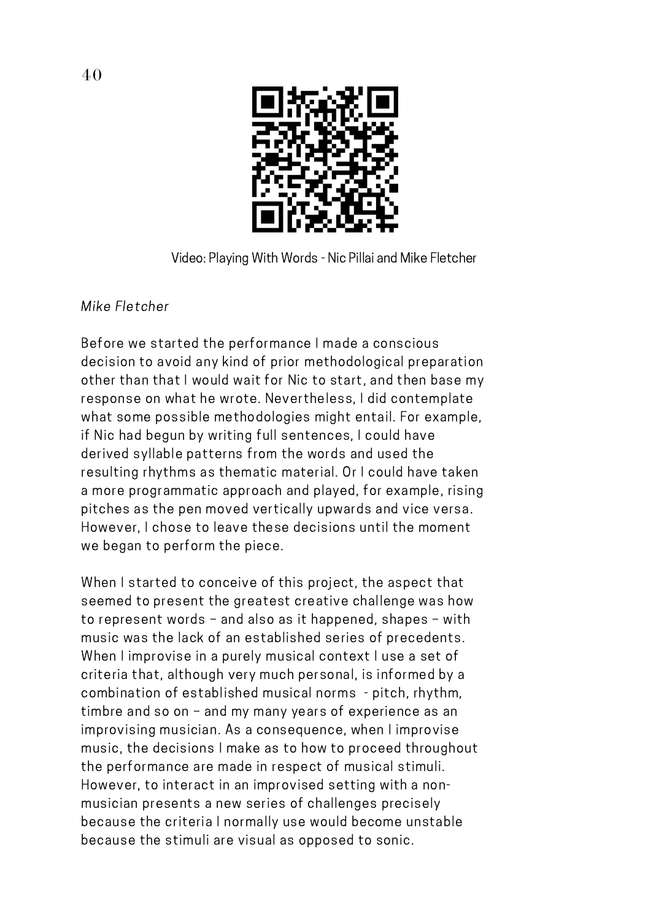Video: Playing With Words - Nic Pillai and Mike Fletcher

*Mike Fletcher*

Before we started the performance I made a conscious decision to avoid any kind of prior methodological preparation other than that I would wait for Nic to start, and then base my response on what he wrote. Nevertheless, I did contemplate what some possible methodologies might entail. For example, if Nic had begun by writing full sentences, I could have derived syllable patterns from the words and used the resulting rhythms as thematic material. Or I could have taken a more programmatic approach and played, for example, rising pitches as the pen moved vertically upwards and vice versa. However, I chose to leave these decisions until the moment we began to perform the piece.

When I started to conceive of this project, the aspect that seemed to present the greatest creative challenge was how to represent words – and also as it happened, shapes – with music was the lack of an established series of precedents. When I improvise in a purely musical context I use a set of criteria that, although very much personal, is informed by a combination of established musical norms - pitch, rhythm, timbre and so on – and my many years of experience as an improvising musician. As a consequence, when I improvise music, the decisions I make as to how to proceed throughout the performance are made in respect of musical stimuli. However, to interact in an improvised setting with a non-musician presents a new series of challenges precisely because the criteria I normally use would become unstable because the stimuli are visual as opposed to sonic.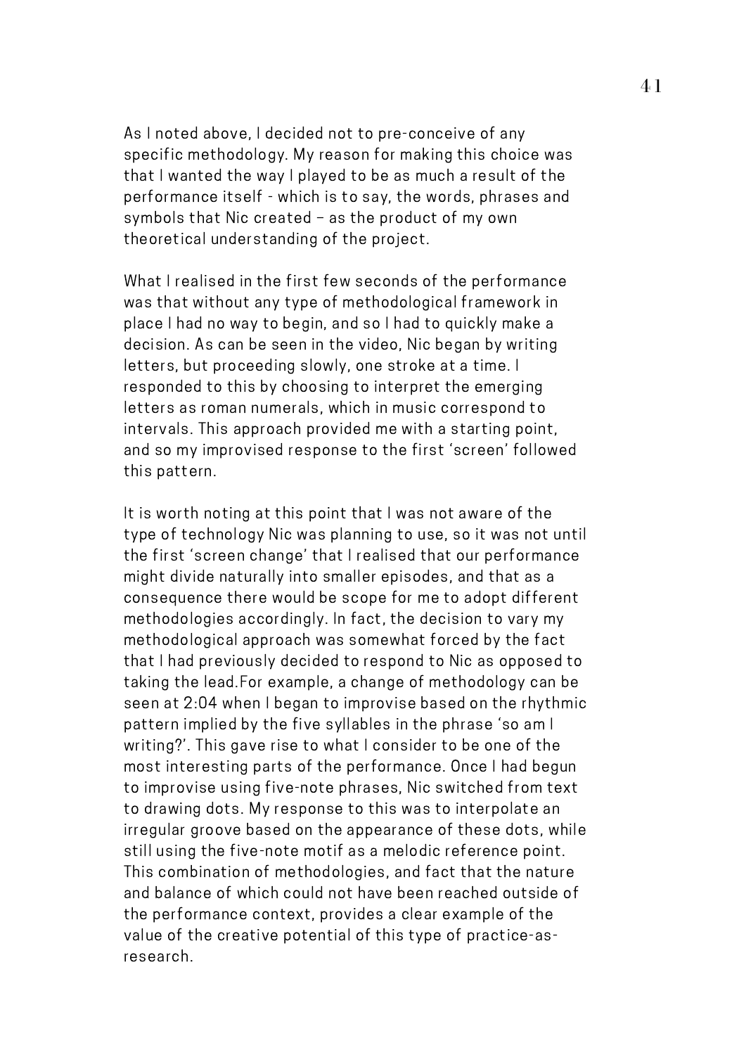As I noted above, I decided not to pre-conceive of any specific methodology. My reason for making this choice was that I wanted the way I played to be as much a result of the performance itself - which is to say, the words, phrases and symbols that Nic created – as the product of my own theoretical understanding of the project.

What I realised in the first few seconds of the performance was that without any type of methodological framework in place I had no way to begin, and so I had to quickly make a decision. As can be seen in the video, Nic began by writing letters, but proceeding slowly, one stroke at a time. I responded to this by choosing to interpret the emerging letters as roman numerals, which in music correspond to intervals. This approach provided me with a starting point, and so my improvised response to the first 'screen' followed this pattern.

It is worth noting at this point that I was not aware of the type of technology Nic was planning to use, so it was not until the first 'screen change' that I realised that our performance might divide naturally into smaller episodes, and that as a consequence there would be scope for me to adopt different methodologies accordingly. In fact, the decision to vary my methodological approach was somewhat forced by the fact that I had previously decided to respond to Nic as opposed to taking the lead.For example, a change of methodology can be seen at 2:04 when I began to improvise based on the rhythmic pattern implied by the five syllables in the phrase 'so am I writing?'. This gave rise to what I consider to be one of the most interesting parts of the performance. Once I had begun to improvise using five-note phrases, Nic switched from text to drawing dots. My response to this was to interpolate an irregular groove based on the appearance of these dots, while still using the five-note motif as a melodic reference point. This combination of methodologies, and fact that the nature and balance of which could not have been reached outside of the performance context, provides a clear example of the value of the creative potential of this type of practice-as-research.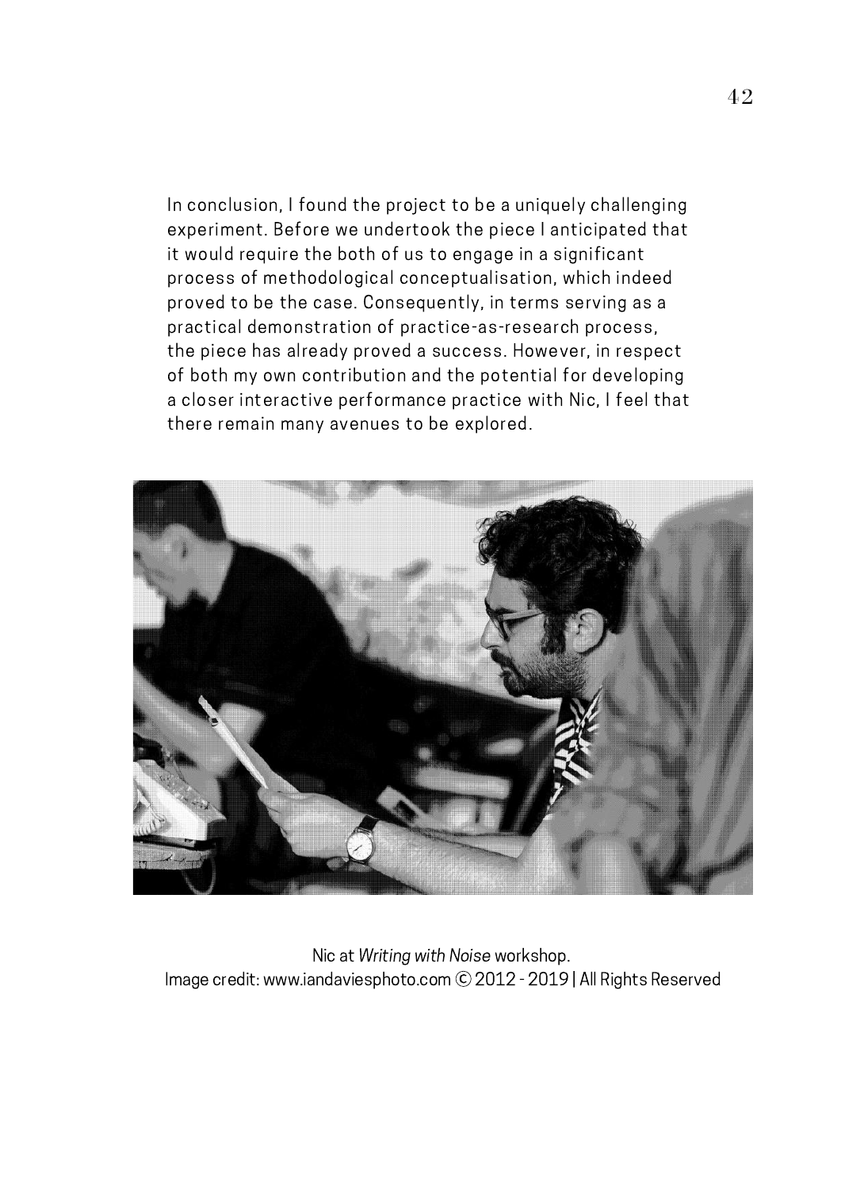In conclusion, I found the project to be a uniquely challenging experiment. Before we undertook the piece I anticipated that it would require the both of us to engage in a significant process of methodological conceptualisation, which indeed proved to be the case. Consequently, in terms serving as a practical demonstration of practice-as-research process, the piece has already proved a success. However, in respect of both my own contribution and the potential for developing a closer interactive performance practice with Nic, I feel that there remain many avenues to be explored.

Nic at *Writing with Noise* workshop.
Image credit: www.iandaviesphoto.com © 2012 - 2019 | All Rights Reserved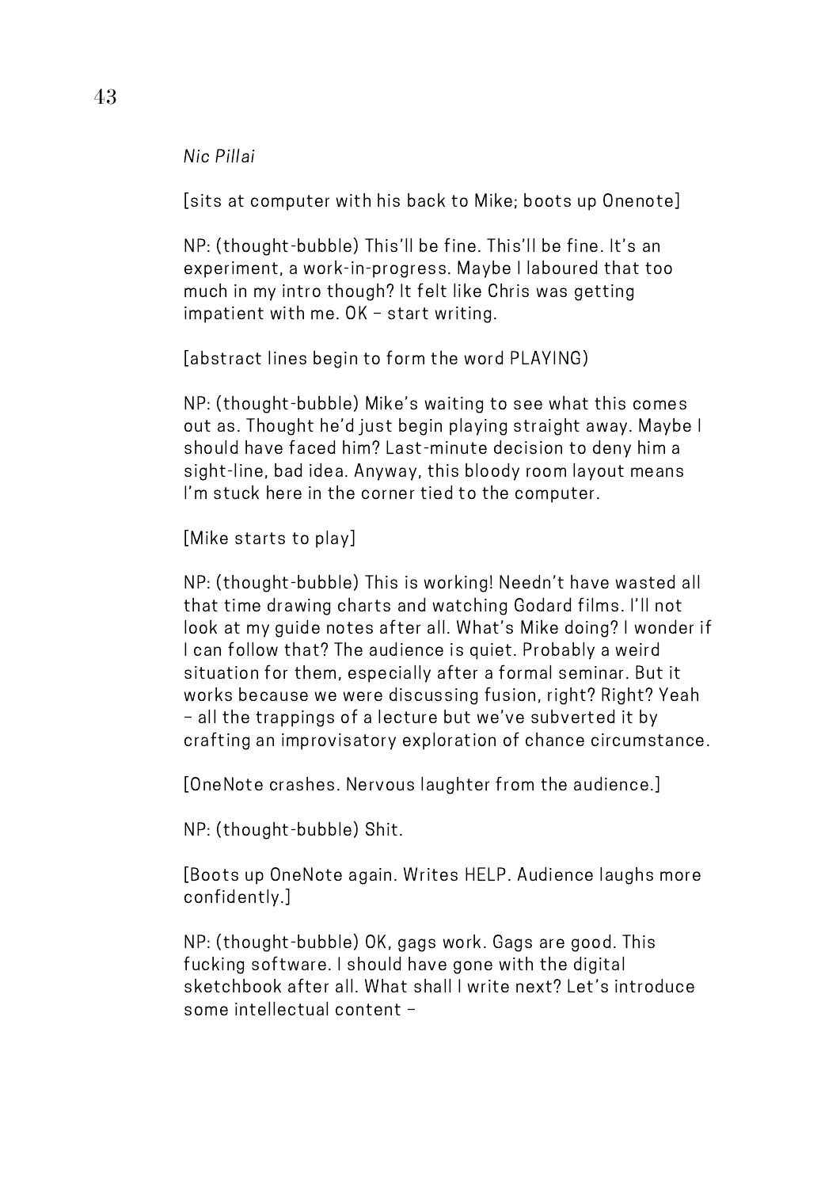*Nic Pillai*

[sits at computer with his back to Mike; boots up Onenote]

NP: (thought-bubble) This'll be fine. This'll be fine. It's an experiment, a work-in-progress. Maybe I laboured that too much in my intro though? It felt like Chris was getting impatient with me. OK – start writing.

[abstract lines begin to form the word PLAYING)

NP: (thought-bubble) Mike's waiting to see what this comes out as. Thought he'd just begin playing straight away. Maybe I should have faced him? Last-minute decision to deny him a sight-line, bad idea. Anyway, this bloody room layout means I'm stuck here in the corner tied to the computer.

[Mike starts to play]

NP: (thought-bubble) This is working! Needn't have wasted all that time drawing charts and watching Godard films. I'll not look at my guide notes after all. What's Mike doing? I wonder if I can follow that? The audience is quiet. Probably a weird situation for them, especially after a formal seminar. But it works because we were discussing fusion, right? Right? Yeah – all the trappings of a lecture but we've subverted it by crafting an improvisatory exploration of chance circumstance.

[OneNote crashes. Nervous laughter from the audience.]

NP: (thought-bubble) Shit.

[Boots up OneNote again. Writes HELP. Audience laughs more confidently.]

NP: (thought-bubble) OK, gags work. Gags are good. This fucking software. I should have gone with the digital sketchbook after all. What shall I write next? Let's introduce some intellectual content –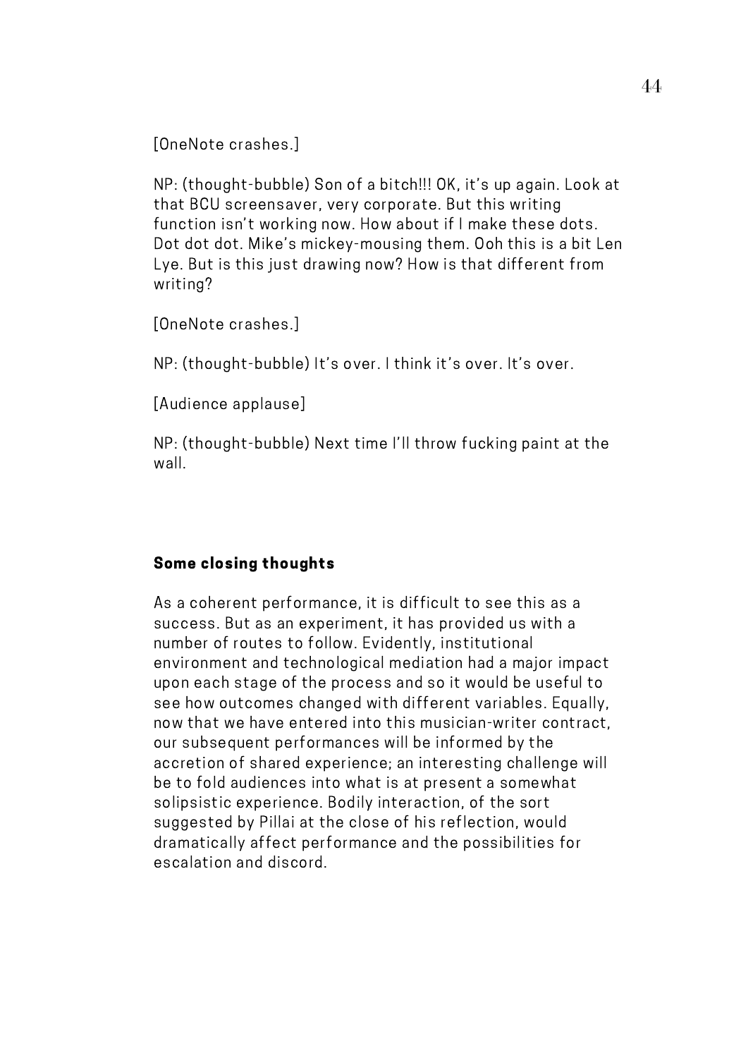[OneNote crashes.]

NP: (thought-bubble) Son of a bitch!!! OK, it's up again. Look at that BCU screensaver, very corporate. But this writing function isn't working now. How about if I make these dots. Dot dot dot. Mike's mickey-mousing them. Ooh this is a bit Len Lye. But is this just drawing now? How is that different from writing?

[OneNote crashes.]

NP: (thought-bubble) It's over. I think it's over. It's over.

[Audience applause]

NP: (thought-bubble) Next time I'll throw fucking paint at the wall.

### Some closing thoughts

As a coherent performance, it is difficult to see this as a success. But as an experiment, it has provided us with a number of routes to follow. Evidently, institutional environment and technological mediation had a major impact upon each stage of the process and so it would be useful to see how outcomes changed with different variables. Equally, now that we have entered into this musician-writer contract, our subsequent performances will be informed by the accretion of shared experience; an interesting challenge will be to fold audiences into what is at present a somewhat solipsistic experience. Bodily interaction, of the sort suggested by Pillai at the close of his reflection, would dramatically affect performance and the possibilities for escalation and discord.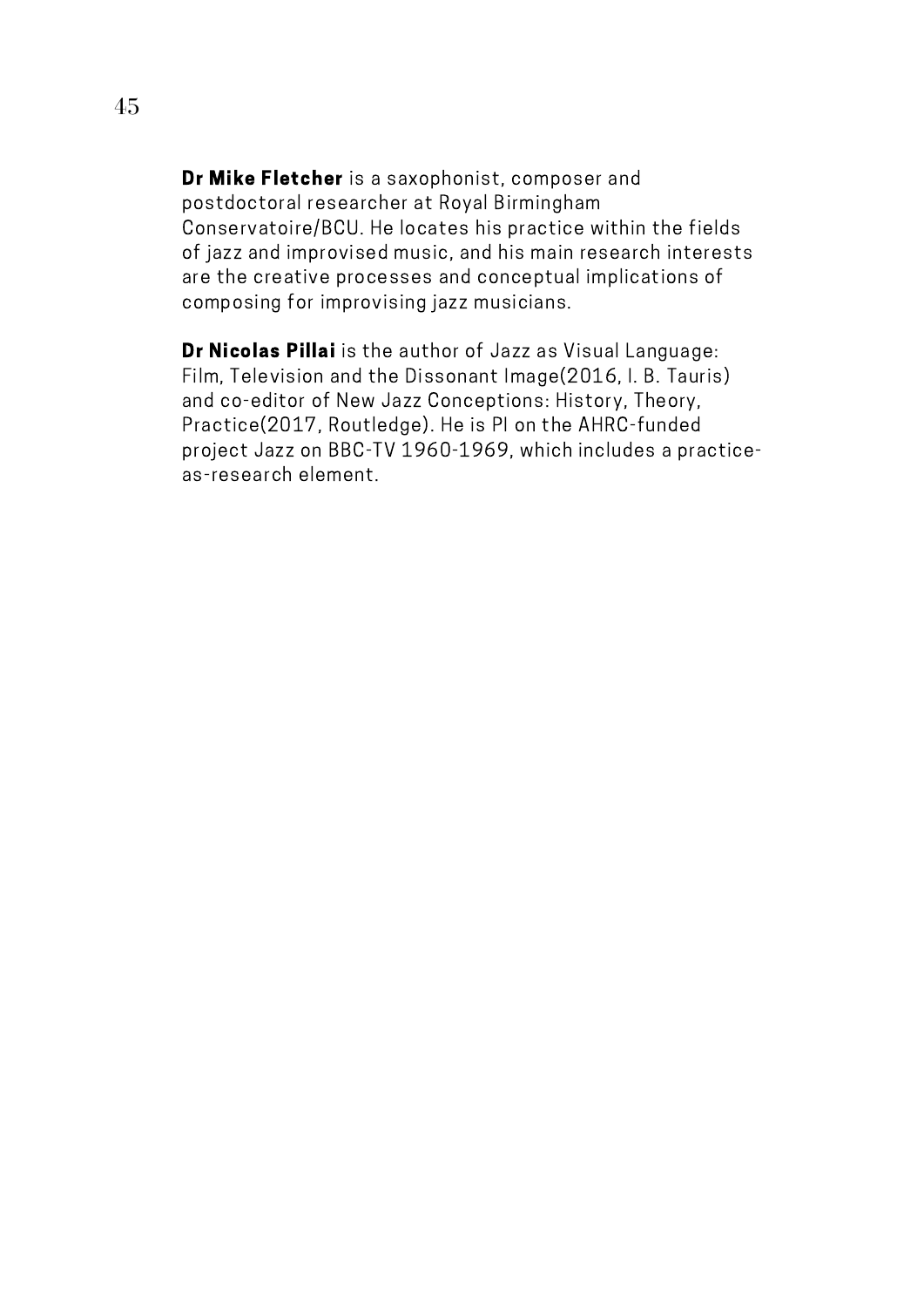**Dr Mike Fletcher** is a saxophonist, composer and postdoctoral researcher at Royal Birmingham Conservatoire/BCU. He locates his practice within the fields of jazz and improvised music, and his main research interests are the creative processes and conceptual implications of composing for improvising jazz musicians.

**Dr Nicolas Pillai** is the author of Jazz as Visual Language: Film, Television and the Dissonant Image(2016, I. B. Tauris) and co-editor of New Jazz Conceptions: History, Theory, Practice(2017, Routledge). He is PI on the AHRC-funded project Jazz on BBC-TV 1960-1969, which includes a practice-as-research element.